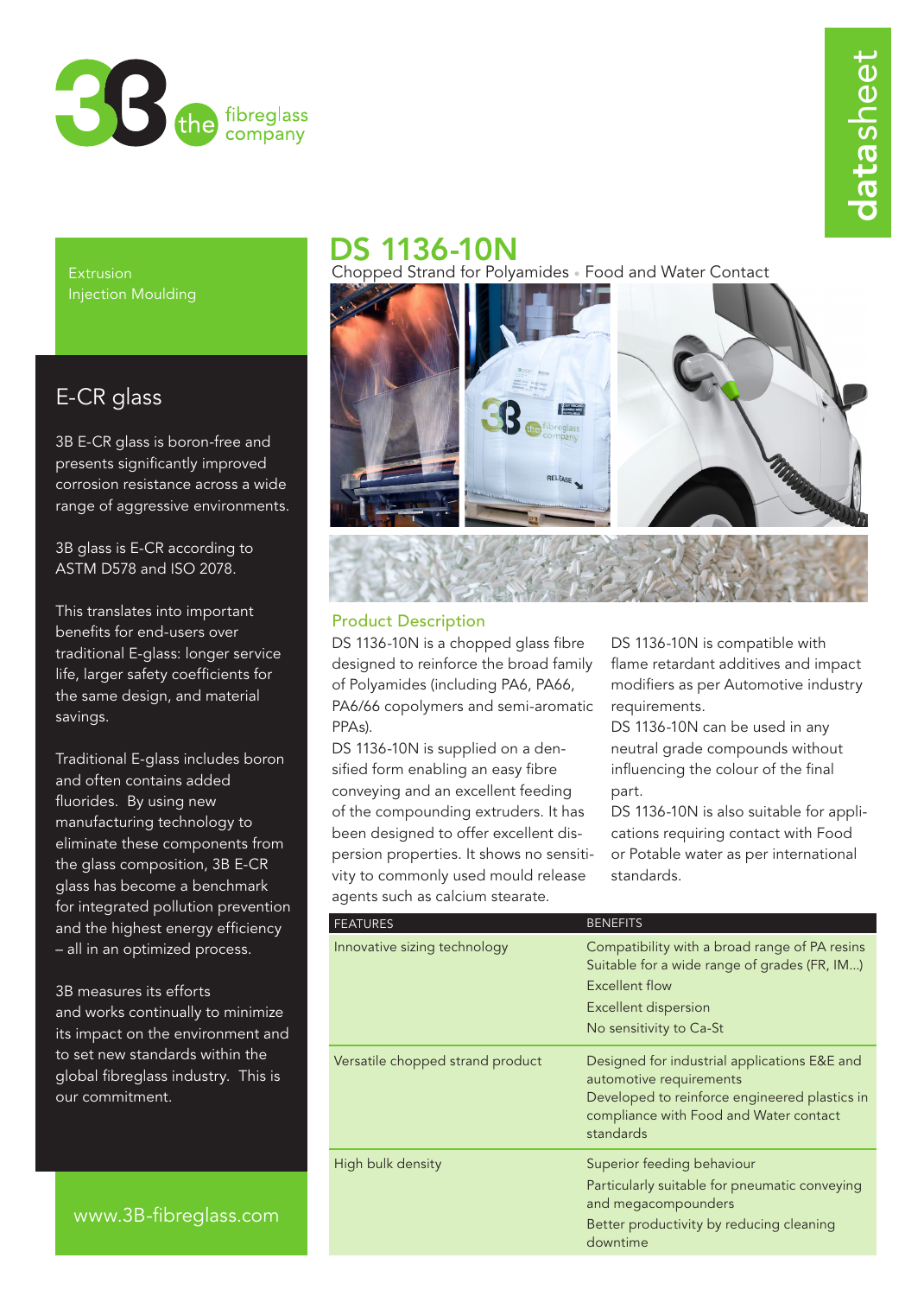datasheet

# DS 1136-10N

Chopped Strand for Polyamides • Food and Water Contact

Extrusion
Injection Moulding

## E-CR glass

3B E-CR glass is boron-free and presents significantly improved corrosion resistance across a wide range of aggressive environments.

3B glass is E-CR according to ASTM D578 and ISO 2078.

This translates into important benefits for end-users over traditional E-glass: longer service life, larger safety coefficients for the same design, and material savings.

Traditional E-glass includes boron and often contains added fluorides. By using new manufacturing technology to eliminate these components from the glass composition, 3B E-CR glass has become a benchmark for integrated pollution prevention and the highest energy efficiency – all in an optimized process.

3B measures its efforts and works continually to minimize its impact on the environment and to set new standards within the global fibreglass industry. This is our commitment.

www.3B-fibreglass.com

## Product Description

DS 1136-10N is a chopped glass fibre designed to reinforce the broad family of Polyamides (including PA6, PA66, PA6/66 copolymers and semi-aromatic PPAs).

DS 1136-10N is supplied on a densified form enabling an easy fibre conveying and an excellent feeding of the compounding extruders. It has been designed to offer excellent dispersion properties. It shows no sensitivity to commonly used mould release agents such as calcium stearate.

DS 1136-10N is compatible with flame retardant additives and impact modifiers as per Automotive industry requirements.

DS 1136-10N can be used in any neutral grade compounds without influencing the colour of the final part.

DS 1136-10N is also suitable for applications requiring contact with Food or Potable water as per international standards.

| FEATURES | BENEFITS |
| --- | --- |
| Innovative sizing technology | Compatibility with a broad range of PA resins<br>Suitable for a wide range of grades (FR, IM...)<br>Excellent flow<br>Excellent dispersion<br>No sensitivity to Ca-St |
| Versatile chopped strand product | Designed for industrial applications E&E and automotive requirements<br>Developed to reinforce engineered plastics in compliance with Food and Water contact standards |
| High bulk density | Superior feeding behaviour<br>Particularly suitable for pneumatic conveying and megacompounders<br>Better productivity by reducing cleaning downtime |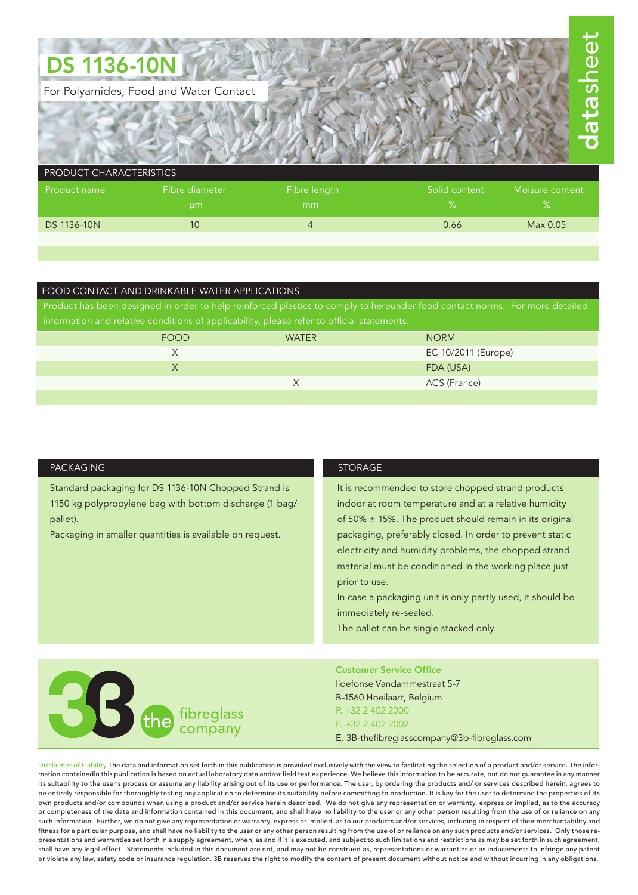# DS 1136-10N

For Polyamides, Food and Water Contact

datasheet

## PRODUCT CHARACTERISTICS

| Product name | Fibre diameter µm | Fibre length mm | Solid content % | Moisure content % |
|---|---|---|---|---|
| DS 1136-10N | 10 | 4 | 0.66 | Max 0.05 |

## FOOD CONTACT AND DRINKABLE WATER APPLICATIONS

Product has been designed in order to help reinforced plastics to comply to hereunder food contact norms. For more detailed information and relative conditions of applicability, please refer to official statements.

| FOOD | WATER | NORM |
|---|---|---|
| X | | EC 10/2011 (Europe) |
| X | | FDA (USA) |
| | X | ACS (France) |

## PACKAGING

Standard packaging for DS 1136-10N Chopped Strand is 1150 kg polypropylene bag with bottom discharge (1 bag/ pallet).

Packaging in smaller quantities is available on request.

## STORAGE

It is recommended to store chopped strand products indoor at room temperature and at a relative humidity of 50% ± 15%. The product should remain in its original packaging, preferably closed. In order to prevent static electricity and humidity problems, the chopped strand material must be conditioned in the working place just prior to use.

In case a packaging unit is only partly used, it should be immediately re-sealed.

The pallet can be single stacked only.

3B the fibreglass company

**Customer Service Office**
Ildefonse Vandammestraat 5-7
B-1560 Hoeilaart, Belgium
P. +32 2 402 2000
F. +32 2 402 2002
E. 3B-thefibreglasscompany@3b-fibreglass.com

Disclaimer of Liability The data and information set forth in this publication is provided exclusively with the view to facilitating the selection of a product and/or service. The information containedin this publication is based on actual laboratory data and/or field test experience. We believe this information to be accurate, but do not guarantee in any manner its suitability to the user's process or assume any liability arising out of its use or performance. The user, by ordering the products and/ or services described herein, agrees to be entirely responsible for thoroughly testing any application to determine its suitability before committing to production. It is key for the user to determine the properties of its own products and/or compounds when using a product and/or service herein described. We do not give any representation or warranty, express or implied, as to the accuracy or completeness of the data and information contained in this document, and shall have no liability to the user or any other person resulting from the use of or reliance on any such information. Further, we do not give any representation or warranty, express or implied, as to our products and/or services, including in respect of their merchantability and fitness for a particular purpose, and shall have no liability to the user or any other person resulting from the use of or reliance on any such products and/or services. Only those representations and warranties set forth in a supply agreement, when, as and if it is executed, and subject to such limitations and restrictions as may be set forth in such agreement, shall have any legal effect. Statements included in this document are not, and may not be construed as, representations or warranties or as inducements to infringe any patent or violate any law, safety code or insurance regulation. 3B reserves the right to modify the content of present document without notice and without incurring in any obligations.